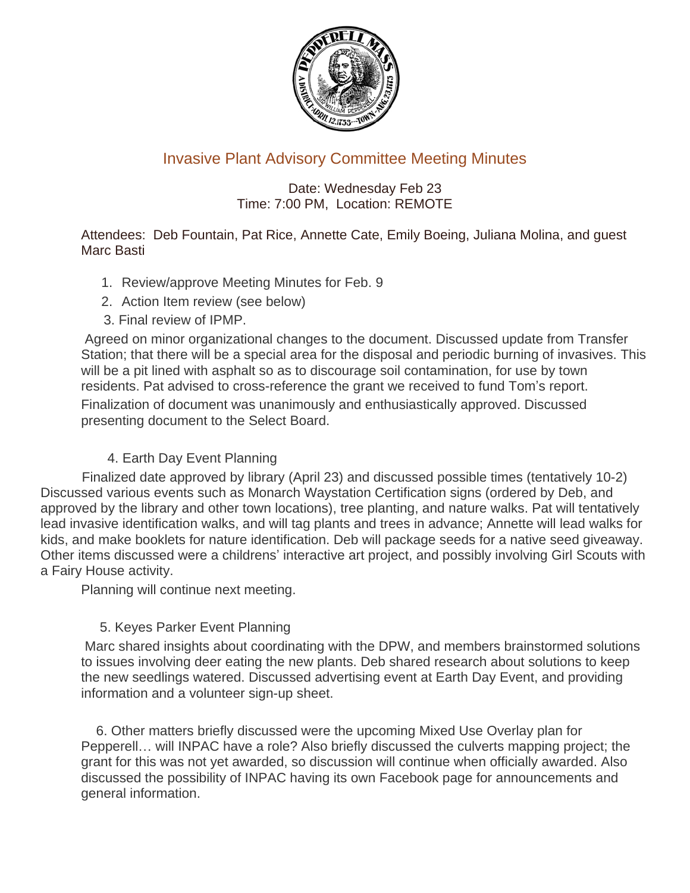# Invasive Plant Advisory Committee Meeting Minutes

Date: Wednesday Feb 23
Time: 7:00 PM, Location: REMOTE

Attendees: Deb Fountain, Pat Rice, Annette Cate, Emily Boeing, Juliana Molina, and guest Marc Basti

1. Review/approve Meeting Minutes for Feb. 9
2. Action Item review (see below)
3. Final review of IPMP.

Agreed on minor organizational changes to the document. Discussed update from Transfer Station; that there will be a special area for the disposal and periodic burning of invasives. This will be a pit lined with asphalt so as to discourage soil contamination, for use by town residents. Pat advised to cross-reference the grant we received to fund Tom's report. Finalization of document was unanimously and enthusiastically approved. Discussed presenting document to the Select Board.

4. Earth Day Event Planning

Finalized date approved by library (April 23) and discussed possible times (tentatively 10-2) Discussed various events such as Monarch Waystation Certification signs (ordered by Deb, and approved by the library and other town locations), tree planting, and nature walks. Pat will tentatively lead invasive identification walks, and will tag plants and trees in advance; Annette will lead walks for kids, and make booklets for nature identification. Deb will package seeds for a native seed giveaway. Other items discussed were a childrens' interactive art project, and possibly involving Girl Scouts with a Fairy House activity.

Planning will continue next meeting.

5. Keyes Parker Event Planning

Marc shared insights about coordinating with the DPW, and members brainstormed solutions to issues involving deer eating the new plants. Deb shared research about solutions to keep the new seedlings watered. Discussed advertising event at Earth Day Event, and providing information and a volunteer sign-up sheet.

6. Other matters briefly discussed were the upcoming Mixed Use Overlay plan for Pepperell… will INPAC have a role? Also briefly discussed the culverts mapping project; the grant for this was not yet awarded, so discussion will continue when officially awarded. Also discussed the possibility of INPAC having its own Facebook page for announcements and general information.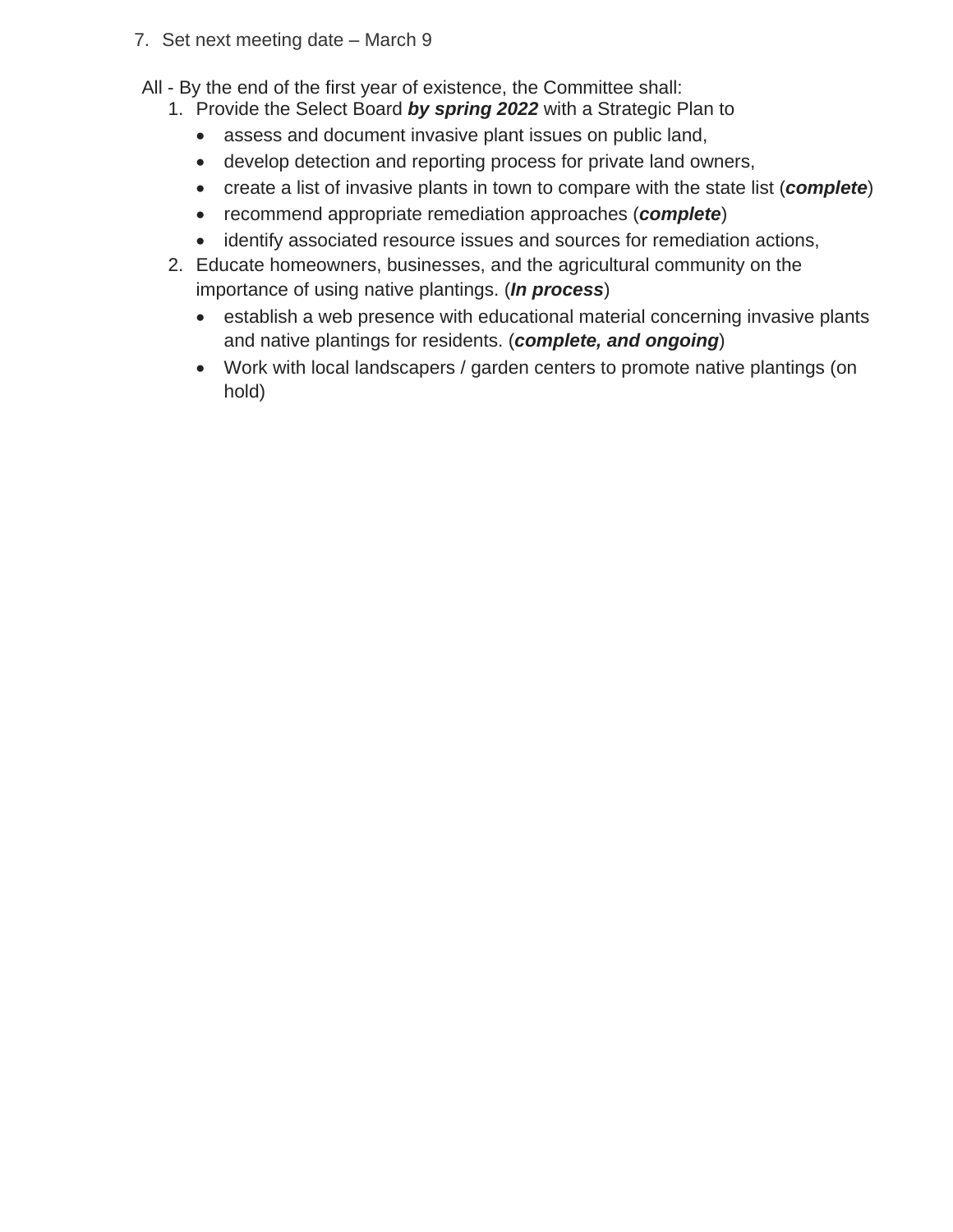7. Set next meeting date – March 9

All - By the end of the first year of existence, the Committee shall:

1. Provide the Select Board ***by spring 2022*** with a Strategic Plan to
   - assess and document invasive plant issues on public land,
   - develop detection and reporting process for private land owners,
   - create a list of invasive plants in town to compare with the state list (***complete***)
   - recommend appropriate remediation approaches (***complete***)
   - identify associated resource issues and sources for remediation actions,
2. Educate homeowners, businesses, and the agricultural community on the importance of using native plantings. (***In process***)
   - establish a web presence with educational material concerning invasive plants and native plantings for residents. (***complete, and ongoing***)
   - Work with local landscapers / garden centers to promote native plantings (on hold)